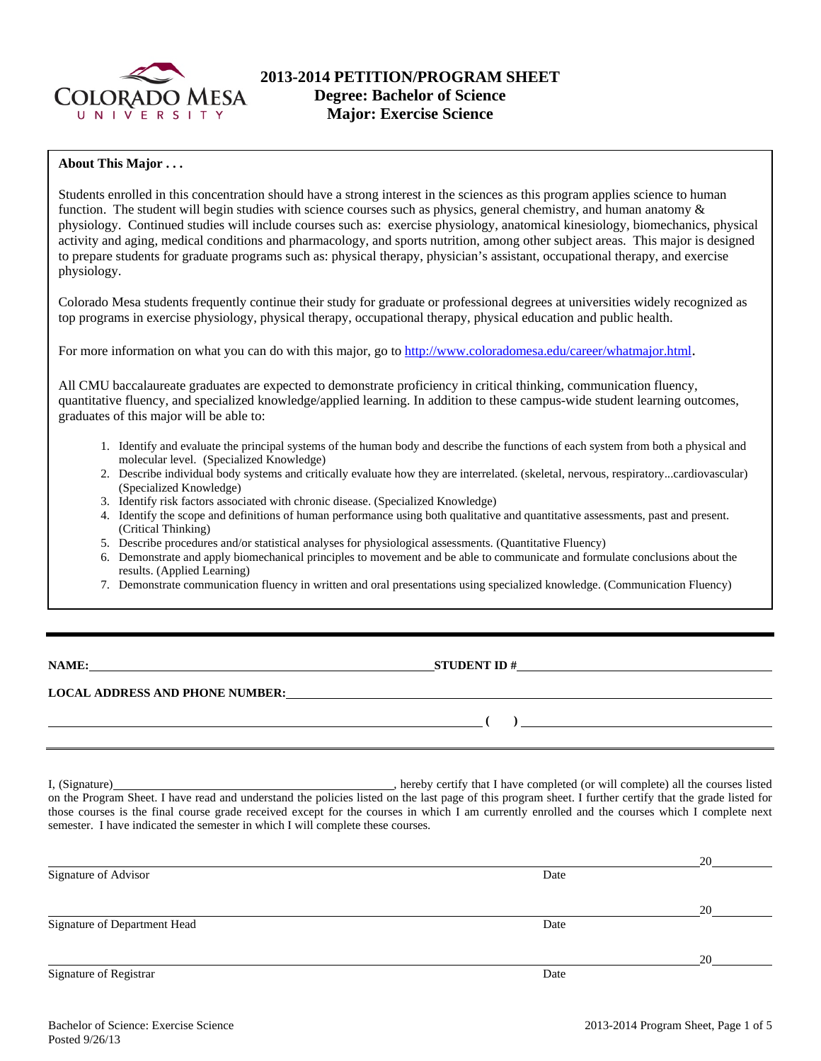# 2013-2014 PETITION/PROGRAM SHEET
## Degree: Bachelor of Science
## Major: Exercise Science

**About This Major . . .**

Students enrolled in this concentration should have a strong interest in the sciences as this program applies science to human function. The student will begin studies with science courses such as physics, general chemistry, and human anatomy & physiology. Continued studies will include courses such as: exercise physiology, anatomical kinesiology, biomechanics, physical activity and aging, medical conditions and pharmacology, and sports nutrition, among other subject areas. This major is designed to prepare students for graduate programs such as: physical therapy, physician's assistant, occupational therapy, and exercise physiology.

Colorado Mesa students frequently continue their study for graduate or professional degrees at universities widely recognized as top programs in exercise physiology, physical therapy, occupational therapy, physical education and public health.

For more information on what you can do with this major, go to http://www.coloradomesa.edu/career/whatmajor.html.

All CMU baccalaureate graduates are expected to demonstrate proficiency in critical thinking, communication fluency, quantitative fluency, and specialized knowledge/applied learning. In addition to these campus-wide student learning outcomes, graduates of this major will be able to:

1. Identify and evaluate the principal systems of the human body and describe the functions of each system from both a physical and molecular level. (Specialized Knowledge)
2. Describe individual body systems and critically evaluate how they are interrelated. (skeletal, nervous, respiratory...cardiovascular) (Specialized Knowledge)
3. Identify risk factors associated with chronic disease. (Specialized Knowledge)
4. Identify the scope and definitions of human performance using both qualitative and quantitative assessments, past and present. (Critical Thinking)
5. Describe procedures and/or statistical analyses for physiological assessments. (Quantitative Fluency)
6. Demonstrate and apply biomechanical principles to movement and be able to communicate and formulate conclusions about the results. (Applied Learning)
7. Demonstrate communication fluency in written and oral presentations using specialized knowledge. (Communication Fluency)

---

**NAME:** ____________________________ **STUDENT ID #** ____________________________

**LOCAL ADDRESS AND PHONE NUMBER:** ____________________________

____________________________ **( )** ____________________________

---

I, (Signature) ____________________________, hereby certify that I have completed (or will complete) all the courses listed on the Program Sheet. I have read and understand the policies listed on the last page of this program sheet. I further certify that the grade listed for those courses is the final course grade received except for the courses in which I am currently enrolled and the courses which I complete next semester. I have indicated the semester in which I will complete these courses.

____________________________ 20____
Signature of Advisor Date

____________________________ 20____
Signature of Department Head Date

____________________________ 20____
Signature of Registrar Date

Bachelor of Science: Exercise Science
Posted 9/26/13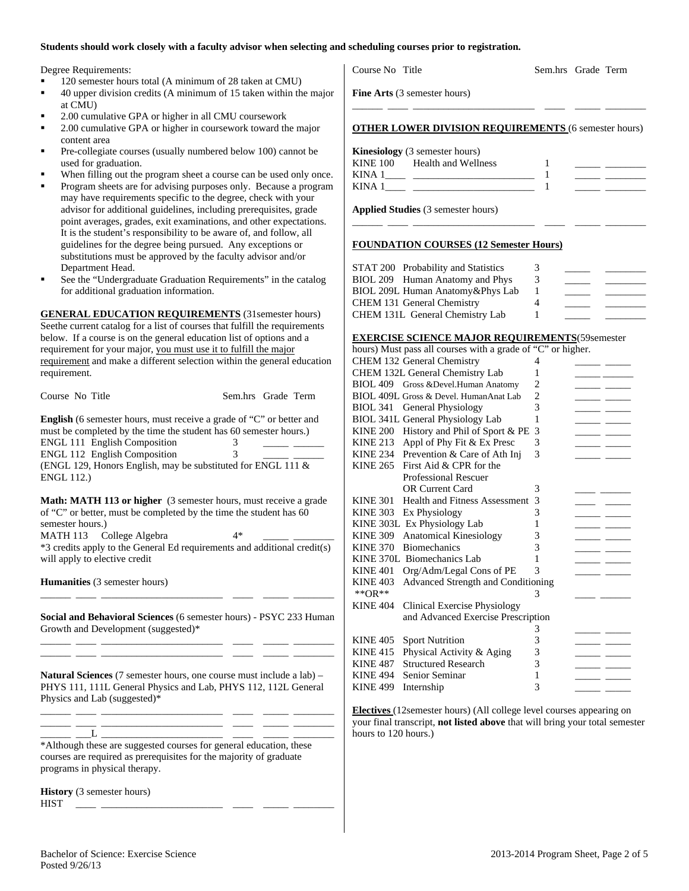**Students should work closely with a faculty advisor when selecting and scheduling courses prior to registration.**

Degree Requirements:

- 120 semester hours total (A minimum of 28 taken at CMU)
- 40 upper division credits (A minimum of 15 taken within the major at CMU)
- 2.00 cumulative GPA or higher in all CMU coursework
- 2.00 cumulative GPA or higher in coursework toward the major content area
- Pre-collegiate courses (usually numbered below 100) cannot be used for graduation.
- When filling out the program sheet a course can be used only once.
- Program sheets are for advising purposes only. Because a program may have requirements specific to the degree, check with your advisor for additional guidelines, including prerequisites, grade point averages, grades, exit examinations, and other expectations. It is the student's responsibility to be aware of, and follow, all guidelines for the degree being pursued. Any exceptions or substitutions must be approved by the faculty advisor and/or Department Head.
- See the "Undergraduate Graduation Requirements" in the catalog for additional graduation information.

**GENERAL EDUCATION REQUIREMENTS** (31semester hours) Seethe current catalog for a list of courses that fulfill the requirements below. If a course is on the general education list of options and a requirement for your major, you must use it to fulfill the major requirement and make a different selection within the general education requirement.

| Course No | Title | Sem.hrs | Grade | Term |
|---|---|---|---|---|

**English** (6 semester hours, must receive a grade of "C" or better and must be completed by the time the student has 60 semester hours.)

| Course No | Title | Sem.hrs | Grade | Term |
|---|---|---|---|---|
| ENGL 111 | English Composition | 3 | _____ | ______ |
| ENGL 112 | English Composition | 3 | _____ | ______ |

(ENGL 129, Honors English, may be substituted for ENGL 111 & ENGL 112.)

**Math: MATH 113 or higher** (3 semester hours, must receive a grade of "C" or better, must be completed by the time the student has 60 semester hours.)

| Course No | Title | Sem.hrs | Grade | Term |
|---|---|---|---|---|
| MATH 113 | College Algebra | 4* | _____ | ________ |

*3 credits apply to the General Ed requirements and additional credit(s) will apply to elective credit

**Humanities** (3 semester hours)

______ ____ ________________________ ____ _____ ________

**Social and Behavioral Sciences** (6 semester hours) - PSYC 233 Human Growth and Development (suggested)*

______ ____ ________________________ ____ _____ ________
______ ____ ________________________ ____ _____ ________

**Natural Sciences** (7 semester hours, one course must include a lab) – PHYS 111, 111L General Physics and Lab, PHYS 112, 112L General Physics and Lab (suggested)*

______ ____ ________________________ ____ _____ ________
______ ____ ________________________ ____ _____ ________
______ ___L ________________________ ____ _____ ________

*Although these are suggested courses for general education, these courses are required as prerequisites for the majority of graduate programs in physical therapy.

**History** (3 semester hours)

HIST ____ ________________________ ____ _____ ________

| Course No | Title | Sem.hrs | Grade | Term |
|---|---|---|---|---|

**Fine Arts** (3 semester hours)

______ ____ ________________________ ____ _____ ________

**OTHER LOWER DIVISION REQUIREMENTS** (6 semester hours)

**Kinesiology** (3 semester hours)

| Course No | Title | Sem.hrs | Grade | Term |
|---|---|---|---|---|
| KINE 100 | Health and Wellness | 1 | _____ | ________ |
| KINA 1____ | ________________________ | 1 | _____ | ________ |
| KINA 1____ | ________________________ | 1 | _____ | ________ |

**Applied Studies** (3 semester hours)

______ ____ ________________________ ____ _____ ________

**FOUNDATION COURSES (12 Semester Hours)**

| Course No | Title | Sem.hrs | Grade | Term |
|---|---|---|---|---|
| STAT 200 | Probability and Statistics | 3 | _____ | ________ |
| BIOL 209 | Human Anatomy and Phys | 3 | _____ | ________ |
| BIOL 209L | Human Anatomy&Phys Lab | 1 | _____ | ________ |
| CHEM 131 | General Chemistry | 4 | _____ | ________ |
| CHEM 131L | General Chemistry Lab | 1 | _____ | ________ |

**EXERCISE SCIENCE MAJOR REQUIREMENTS**(59semester hours) Must pass all courses with a grade of "C" or higher.

| Course No | Title | Sem.hrs | Grade | Term |
|---|---|---|---|---|
| CHEM 132 | General Chemistry | 4 | _____ | _____ |
| CHEM 132L | General Chemistry Lab | 1 | _____ | ______ |
| BIOL 409 | Gross &Devel.Human Anatomy | 2 | _____ | _____ |
| BIOL 409L | Gross & Devel. HumanAnat Lab | 2 | _____ | _____ |
| BIOL 341 | General Physiology | 3 | _____ | _____ |
| BIOL 341L | General Physiology Lab | 1 | _____ | _____ |
| KINE 200 | History and Phil of Sport & PE | 3 | _____ | _____ |
| KINE 213 | Appl of Phy Fit & Ex Presc | 3 | _____ | _____ |
| KINE 234 | Prevention & Care of Ath Inj | 3 | _____ | _____ |
| KINE 265 | First Aid & CPR for the Professional Rescuer OR Current Card | 3 | ____ | ______ |
| KINE 301 | Health and Fitness Assessment | 3 | ____ | _____ |
| KINE 303 | Ex Physiology | 3 | _____ | _____ |
| KINE 303L | Ex Physiology Lab | 1 | _____ | _____ |
| KINE 309 | Anatomical Kinesiology | 3 | _____ | _____ |
| KINE 370 | Biomechanics | 3 | _____ | _____ |
| KINE 370L | Biomechanics Lab | 1 | _____ | _____ |
| KINE 401 | Org/Adm/Legal Cons of PE | 3 | _____ | _____ |
| KINE 403 **OR** | Advanced Strength and Conditioning | 3 | ____ | ______ |
| KINE 404 | Clinical Exercise Physiology and Advanced Exercise Prescription | 3 | _____ | _____ |
| KINE 405 | Sport Nutrition | 3 | _____ | _____ |
| KINE 415 | Physical Activity & Aging | 3 | _____ | _____ |
| KINE 487 | Structured Research | 3 | _____ | _____ |
| KINE 494 | Senior Seminar | 1 | _____ | _____ |
| KINE 499 | Internship | 3 | _____ | _____ |

**Electives** (12semester hours) (All college level courses appearing on your final transcript, **not listed above** that will bring your total semester hours to 120 hours.)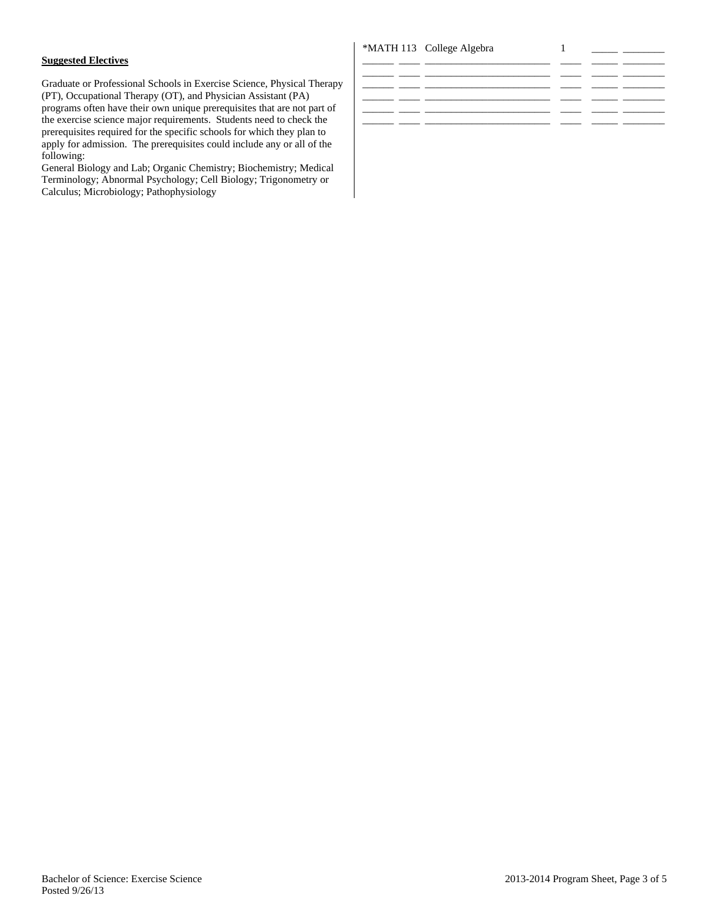**Suggested Electives**

Graduate or Professional Schools in Exercise Science, Physical Therapy (PT), Occupational Therapy (OT), and Physician Assistant (PA) programs often have their own unique prerequisites that are not part of the exercise science major requirements. Students need to check the prerequisites required for the specific schools for which they plan to apply for admission. The prerequisites could include any or all of the following:

General Biology and Lab; Organic Chemistry; Biochemistry; Medical Terminology; Abnormal Psychology; Cell Biology; Trigonometry or Calculus; Microbiology; Pathophysiology

| | | | | | |
|---|---|---|---|---|---|
| *MATH 113 | College Algebra | 1 | | | |
| | | | | | |
| | | | | | |
| | | | | | |
| | | | | | |
| | | | | | |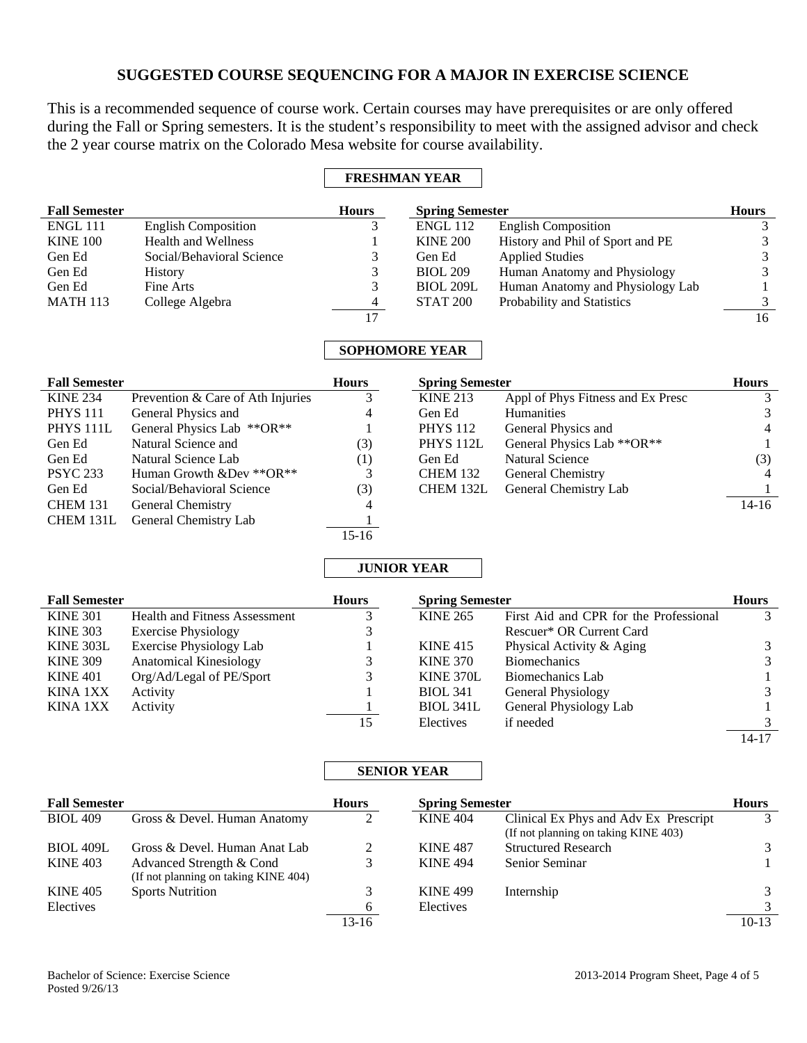# SUGGESTED COURSE SEQUENCING FOR A MAJOR IN EXERCISE SCIENCE

This is a recommended sequence of course work. Certain courses may have prerequisites or are only offered during the Fall or Spring semesters. It is the student's responsibility to meet with the assigned advisor and check the 2 year course matrix on the Colorado Mesa website for course availability.

## FRESHMAN YEAR

| Fall Semester | | Hours | Spring Semester | | Hours |
|---|---|---|---|---|---|
| ENGL 111 | English Composition | 3 | ENGL 112 | English Composition | 3 |
| KINE 100 | Health and Wellness | 1 | KINE 200 | History and Phil of Sport and PE | 3 |
| Gen Ed | Social/Behavioral Science | 3 | Gen Ed | Applied Studies | 3 |
| Gen Ed | History | 3 | BIOL 209 | Human Anatomy and Physiology | 3 |
| Gen Ed | Fine Arts | 3 | BIOL 209L | Human Anatomy and Physiology Lab | 1 |
| MATH 113 | College Algebra | 4 | STAT 200 | Probability and Statistics | 3 |
| | | 17 | | | 16 |

## SOPHOMORE YEAR

| Fall Semester | | Hours | Spring Semester | | Hours |
|---|---|---|---|---|---|
| KINE 234 | Prevention & Care of Ath Injuries | 3 | KINE 213 | Appl of Phys Fitness and Ex Presc | 3 |
| PHYS 111 | General Physics and | 4 | Gen Ed | Humanities | 3 |
| PHYS 111L | General Physics Lab **OR** | 1 | PHYS 112 | General Physics and | 4 |
| Gen Ed | Natural Science and | (3) | PHYS 112L | General Physics Lab **OR** | 1 |
| Gen Ed | Natural Science Lab | (1) | Gen Ed | Natural Science | (3) |
| PSYC 233 | Human Growth &Dev **OR** | 3 | CHEM 132 | General Chemistry | 4 |
| Gen Ed | Social/Behavioral Science | (3) | CHEM 132L | General Chemistry Lab | 1 |
| CHEM 131 | General Chemistry | 4 | | | 14-16 |
| CHEM 131L | General Chemistry Lab | 1 | | | |
| | | 15-16 | | | |

## JUNIOR YEAR

| Fall Semester | | Hours | Spring Semester | | Hours |
|---|---|---|---|---|---|
| KINE 301 | Health and Fitness Assessment | 3 | KINE 265 | First Aid and CPR for the Professional Rescuer* OR Current Card | 3 |
| KINE 303 | Exercise Physiology | 3 | KINE 415 | Physical Activity & Aging | 3 |
| KINE 303L | Exercise Physiology Lab | 1 | KINE 370 | Biomechanics | 3 |
| KINE 309 | Anatomical Kinesiology | 3 | KINE 370L | Biomechanics Lab | 1 |
| KINE 401 | Org/Ad/Legal of PE/Sport | 3 | BIOL 341 | General Physiology | 3 |
| KINA 1XX | Activity | 1 | BIOL 341L | General Physiology Lab | 1 |
| KINA 1XX | Activity | 1 | Electives | if needed | 3 |
| | | 15 | | | 14-17 |

## SENIOR YEAR

| Fall Semester | | Hours | Spring Semester | | Hours |
|---|---|---|---|---|---|
| BIOL 409 | Gross & Devel. Human Anatomy | 2 | KINE 404 | Clinical Ex Phys and Adv Ex Prescript (If not planning on taking KINE 403) | 3 |
| BIOL 409L | Gross & Devel. Human Anat Lab | 2 | KINE 487 | Structured Research | 3 |
| KINE 403 | Advanced Strength & Cond (If not planning on taking KINE 404) | 3 | KINE 494 | Senior Seminar | 1 |
| KINE 405 | Sports Nutrition | 3 | KINE 499 | Internship | 3 |
| Electives | | 6 | Electives | | 3 |
| | | 13-16 | | | 10-13 |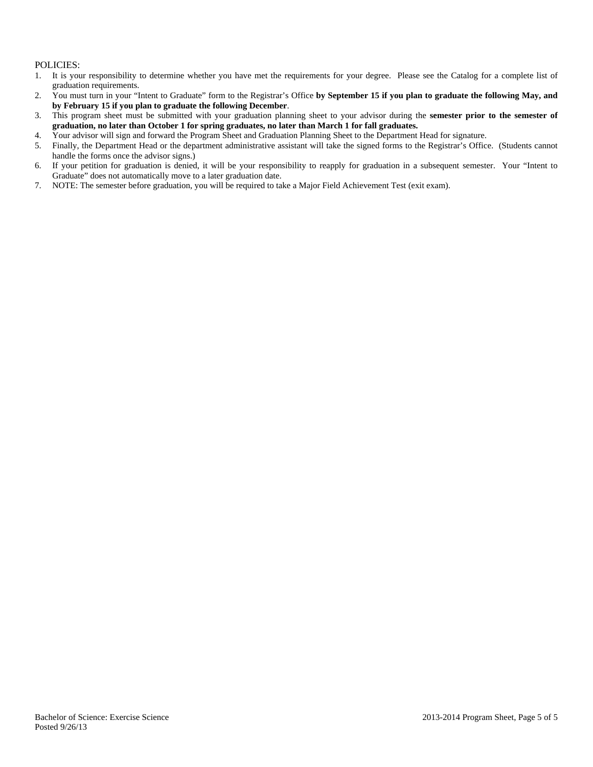POLICIES:

1. It is your responsibility to determine whether you have met the requirements for your degree. Please see the Catalog for a complete list of graduation requirements.
2. You must turn in your "Intent to Graduate" form to the Registrar's Office **by September 15 if you plan to graduate the following May, and by February 15 if you plan to graduate the following December**.
3. This program sheet must be submitted with your graduation planning sheet to your advisor during the **semester prior to the semester of graduation, no later than October 1 for spring graduates, no later than March 1 for fall graduates.**
4. Your advisor will sign and forward the Program Sheet and Graduation Planning Sheet to the Department Head for signature.
5. Finally, the Department Head or the department administrative assistant will take the signed forms to the Registrar's Office. (Students cannot handle the forms once the advisor signs.)
6. If your petition for graduation is denied, it will be your responsibility to reapply for graduation in a subsequent semester. Your "Intent to Graduate" does not automatically move to a later graduation date.
7. NOTE: The semester before graduation, you will be required to take a Major Field Achievement Test (exit exam).